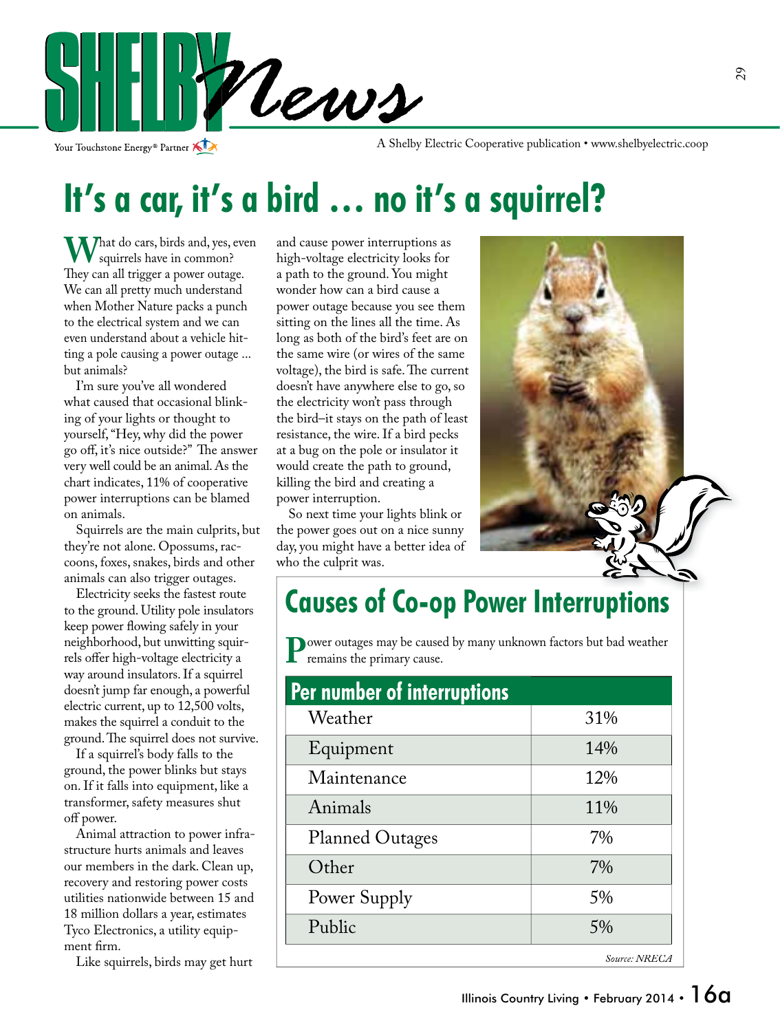# SHELBY News

Your Touchstone Energy® Partner

A Shelby Electric Cooperative publication • www.shelbyelectric.coop

## It's a car, it's a bird … no it's a squirrel?

What do cars, birds and, yes, even squirrels have in common? They can all trigger a power outage. We can all pretty much understand when Mother Nature packs a punch to the electrical system and we can even understand about a vehicle hitting a pole causing a power outage ... but animals?

I'm sure you've all wondered what caused that occasional blinking of your lights or thought to yourself, "Hey, why did the power go off, it's nice outside?" The answer very well could be an animal. As the chart indicates, 11% of cooperative power interruptions can be blamed on animals.

Squirrels are the main culprits, but they're not alone. Opossums, raccoons, foxes, snakes, birds and other animals can also trigger outages.

Electricity seeks the fastest route to the ground. Utility pole insulators keep power flowing safely in your neighborhood, but unwitting squirrels offer high-voltage electricity a way around insulators. If a squirrel doesn't jump far enough, a powerful electric current, up to 12,500 volts, makes the squirrel a conduit to the ground. The squirrel does not survive.

If a squirrel's body falls to the ground, the power blinks but stays on. If it falls into equipment, like a transformer, safety measures shut off power.

Animal attraction to power infrastructure hurts animals and leaves our members in the dark. Clean up, recovery and restoring power costs utilities nationwide between 15 and 18 million dollars a year, estimates Tyco Electronics, a utility equipment firm.

Like squirrels, birds may get hurt and cause power interruptions as high-voltage electricity looks for a path to the ground. You might wonder how can a bird cause a power outage because you see them sitting on the lines all the time. As long as both of the bird's feet are on the same wire (or wires of the same voltage), the bird is safe. The current doesn't have anywhere else to go, so the electricity won't pass through the bird–it stays on the path of least resistance, the wire. If a bird pecks at a bug on the pole or insulator it would create the path to ground, killing the bird and creating a power interruption.

So next time your lights blink or the power goes out on a nice sunny day, you might have a better idea of who the culprit was.

## Causes of Co-op Power Interruptions

Power outages may be caused by many unknown factors but bad weather remains the primary cause.

| Per number of interruptions | |
|---|---|
| Weather | 31% |
| Equipment | 14% |
| Maintenance | 12% |
| Animals | 11% |
| Planned Outages | 7% |
| Other | 7% |
| Power Supply | 5% |
| Public | 5% |

*Source: NRECA*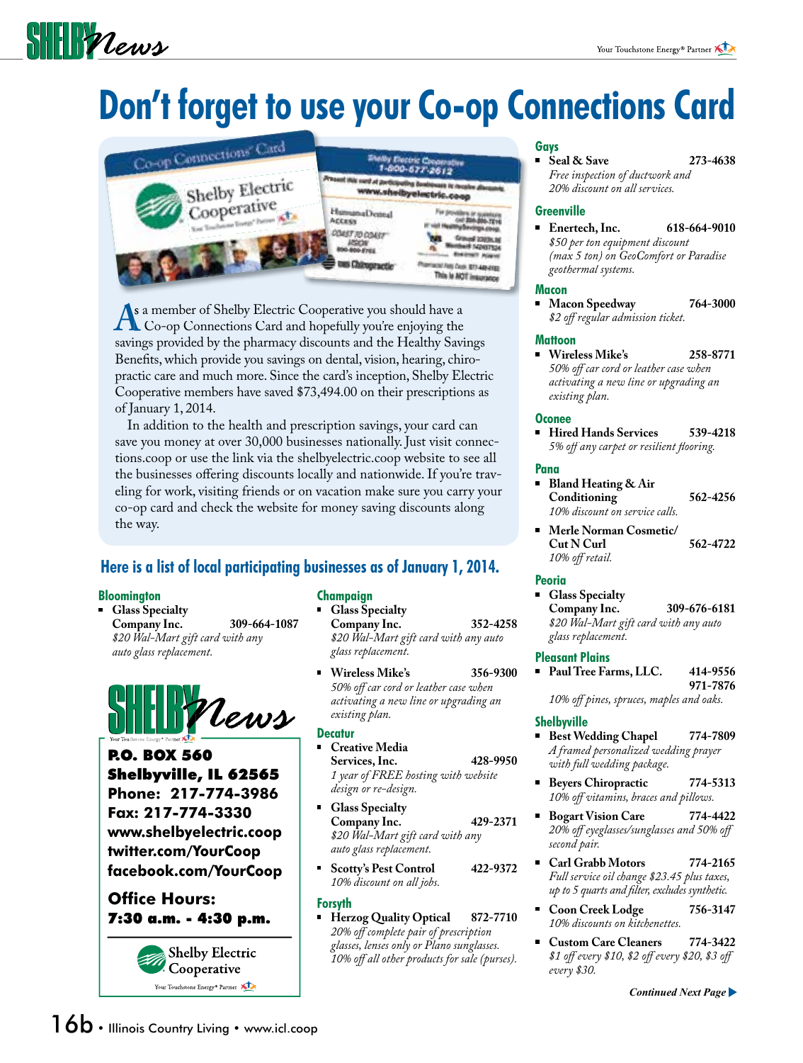# Don't forget to use your Co-op Connections Card

As a member of Shelby Electric Cooperative you should have a Co-op Connections Card and hopefully you're enjoying the savings provided by the pharmacy discounts and the Healthy Savings Benefits, which provide you savings on dental, vision, hearing, chiropractic care and much more. Since the card's inception, Shelby Electric Cooperative members have saved $73,494.00 on their prescriptions as of January 1, 2014.

In addition to the health and prescription savings, your card can save you money at over 30,000 businesses nationally. Just visit connections.coop or use the link via the shelbyelectric.coop website to see all the businesses offering discounts locally and nationwide. If you're traveling for work, visiting friends or on vacation make sure you carry your co-op card and check the website for money saving discounts along the way.

## Here is a list of local participating businesses as of January 1, 2014.

### Bloomington

- **Glass Specialty Company Inc.** 309-664-1087
  *$20 Wal-Mart gift card with any auto glass replacement.*

**SHELBY News**

**P.O. BOX 560**
**Shelbyville, IL 62565**
**Phone: 217-774-3986**
**Fax: 217-774-3330**
**www.shelbyelectric.coop**
**twitter.com/YourCoop**
**facebook.com/YourCoop**

**Office Hours:**
**7:30 a.m. - 4:30 p.m.**

Shelby Electric Cooperative
Your Touchstone Energy® Partner

### Champaign

- **Glass Specialty Company Inc.** 352-4258
  *$20 Wal-Mart gift card with any auto glass replacement.*
- **Wireless Mike's** 356-9300
  *50% off car cord or leather case when activating a new line or upgrading an existing plan.*

### Decatur

- **Creative Media Services, Inc.** 428-9950
  *1 year of FREE hosting with website design or re-design.*
- **Glass Specialty Company Inc.** 429-2371
  *$20 Wal-Mart gift card with any auto glass replacement.*
- **Scotty's Pest Control** 422-9372
  *10% discount on all jobs.*

### Forsyth

- **Herzog Quality Optical** 872-7710
  *20% off complete pair of prescription glasses, lenses only or Plano sunglasses. 10% off all other products for sale (purses).*

### Gays

- **Seal & Save** 273-4638
  *Free inspection of ductwork and 20% discount on all services.*

### Greenville

- **Enertech, Inc.** 618-664-9010
  *$50 per ton equipment discount (max 5 ton) on GeoComfort or Paradise geothermal systems.*

### Macon

- **Macon Speedway** 764-3000
  *$2 off regular admission ticket.*

### Mattoon

- **Wireless Mike's** 258-8771
  *50% off car cord or leather case when activating a new line or upgrading an existing plan.*

### Oconee

- **Hired Hands Services** 539-4218
  *5% off any carpet or resilient flooring.*

### Pana

- **Bland Heating & Air Conditioning** 562-4256
  *10% discount on service calls.*
- **Merle Norman Cosmetic/ Cut N Curl** 562-4722
  *10% off retail.*

### Peoria

- **Glass Specialty Company Inc.** 309-676-6181
  *$20 Wal-Mart gift card with any auto glass replacement.*

### Pleasant Plains

- **Paul Tree Farms, LLC.** 414-9556, 971-7876
  *10% off pines, spruces, maples and oaks.*

### Shelbyville

- **Best Wedding Chapel** 774-7809
  *A framed personalized wedding prayer with full wedding package.*
- **Beyers Chiropractic** 774-5313
  *10% off vitamins, braces and pillows.*
- **Bogart Vision Care** 774-4422
  *20% off eyeglasses/sunglasses and 50% off second pair.*
- **Carl Grabb Motors** 774-2165
  *Full service oil change $23.45 plus taxes, up to 5 quarts and filter, excludes synthetic.*
- **Coon Creek Lodge** 756-3147
  *10% discounts on kitchenettes.*
- **Custom Care Cleaners** 774-3422
  *$1 off every $10, $2 off every $20, $3 off every $30.*

***Continued Next Page***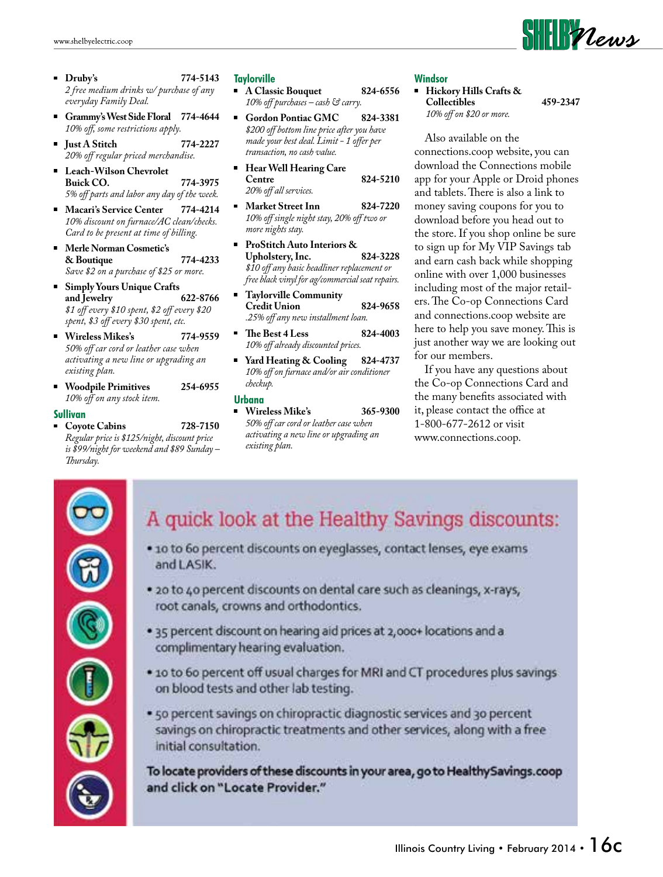- **Druby's** 774-5143
  *2 free medium drinks w/ purchase of any everyday Family Deal.*
- **Grammy's West Side Floral** 774-4644
  *10% off, some restrictions apply.*
- **Just A Stitch** 774-2227
  *20% off regular priced merchandise.*
- **Leach-Wilson Chevrolet Buick CO.** 774-3975
  *5% off parts and labor any day of the week.*
- **Macari's Service Center** 774-4214
  *10% discount on furnace/AC clean/checks. Card to be present at time of billing.*
- **Merle Norman Cosmetic's & Boutique** 774-4233
  *Save $2 on a purchase of $25 or more.*
- **Simply Yours Unique Crafts and Jewelry** 622-8766
  *$1 off every $10 spent, $2 off every $20 spent, $3 off every $30 spent, etc.*
- **Wireless Mikes's** 774-9559
  *50% off car cord or leather case when activating a new line or upgrading an existing plan.*
- **Woodpile Primitives** 254-6955
  *10% off on any stock item.*

## Sullivan

- **Coyote Cabins** 728-7150
  *Regular price is $125/night, discount price is $99/night for weekend and $89 Sunday – Thursday.*

## Taylorville

- **A Classic Bouquet** 824-6556
  *10% off purchases – cash & carry.*
- **Gordon Pontiac GMC** 824-3381
  *$200 off bottom line price after you have made your best deal. Limit - 1 offer per transaction, no cash value.*
- **Hear Well Hearing Care Centre** 824-5210
  *20% off all services.*
- **Market Street Inn** 824-7220
  *10% off single night stay, 20% off two or more nights stay.*
- **ProStitch Auto Interiors & Upholstery, Inc.** 824-3228
  *$10 off any basic headliner replacement or free black vinyl for ag/commercial seat repairs.*
- **Taylorville Community Credit Union** 824-9658
  *.25% off any new installment loan.*
- **The Best 4 Less** 824-4003
  *10% off already discounted prices.*
- **Yard Heating & Cooling** 824-4737
  *10% off on furnace and/or air conditioner checkup.*

## Urbana

- **Wireless Mike's** 365-9300
  *50% off car cord or leather case when activating a new line or upgrading an existing plan.*

## Windsor

- **Hickory Hills Crafts & Collectibles** 459-2347
  *10% off on $20 or more.*

Also available on the connections.coop website, you can download the Connections mobile app for your Apple or Droid phones and tablets. There is also a link to money saving coupons for you to download before you head out to the store. If you shop online be sure to sign up for My VIP Savings tab and earn cash back while shopping online with over 1,000 businesses including most of the major retailers. The Co-op Connections Card and connections.coop website are here to help you save money. This is just another way we are looking out for our members.

If you have any questions about the Co-op Connections Card and the many benefits associated with it, please contact the office at 1-800-677-2612 or visit www.connections.coop.

## A quick look at the Healthy Savings discounts:

- 10 to 60 percent discounts on eyeglasses, contact lenses, eye exams and LASIK.
- 20 to 40 percent discounts on dental care such as cleanings, x-rays, root canals, crowns and orthodontics.
- 35 percent discount on hearing aid prices at 2,000+ locations and a complimentary hearing evaluation.
- 10 to 60 percent off usual charges for MRI and CT procedures plus savings on blood tests and other lab testing.
- 50 percent savings on chiropractic diagnostic services and 30 percent savings on chiropractic treatments and other services, along with a free initial consultation.

**To locate providers of these discounts in your area, go to HealthySavings.coop and click on "Locate Provider."**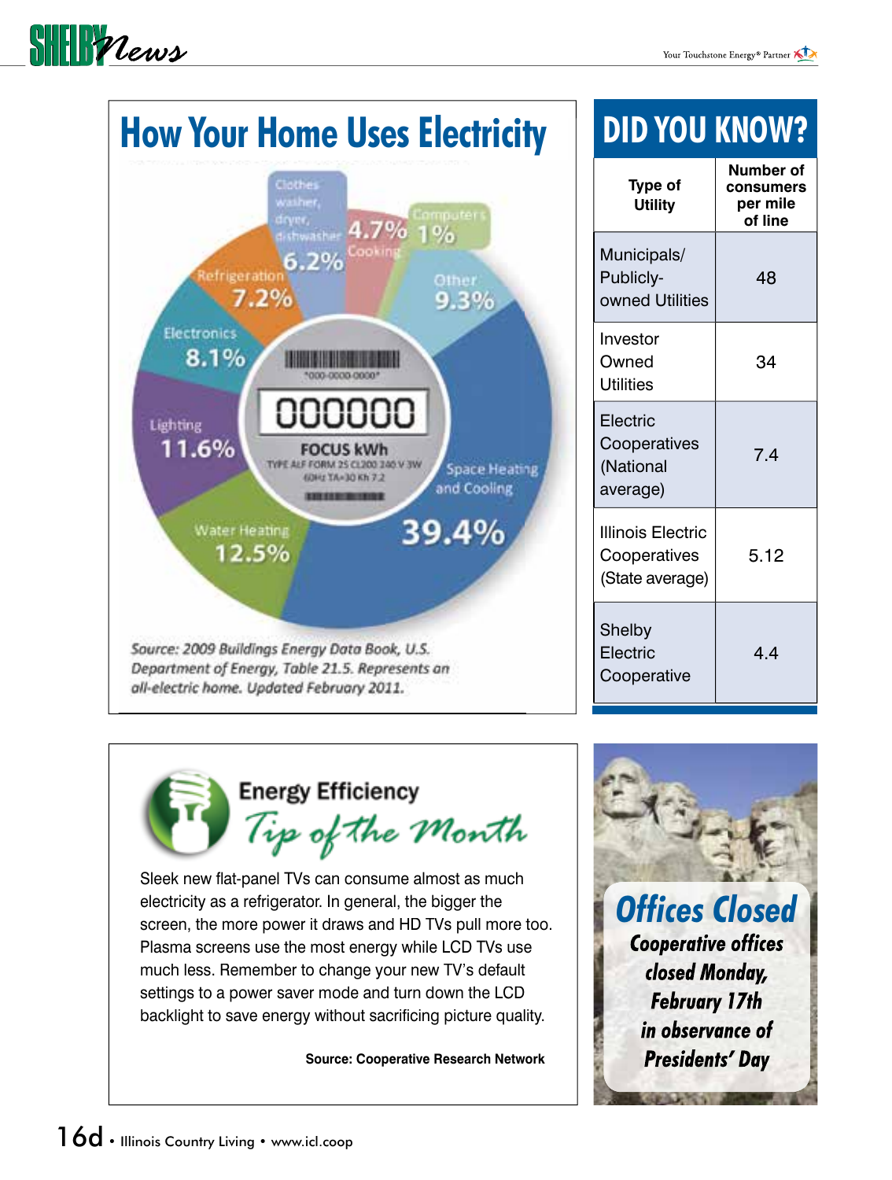# How Your Home Uses Electricity

Clothes washer, dryer, dishwasher 6.2%

Cooking 4.7%

Computers 1%

Other 9.3%

Refrigeration 7.2%

Electronics 8.1%

Lighting 11.6%

Water Heating 12.5%

Space Heating and Cooling 39.4%

000000

FOCUS kWh

Source: 2009 Buildings Energy Data Book, U.S. Department of Energy, Table 21.5. Represents an all-electric home. Updated February 2011.

# DID YOU KNOW?

| Type of Utility | Number of consumers per mile of line |
|---|---|
| Municipals/ Publicly-owned Utilities | 48 |
| Investor Owned Utilities | 34 |
| Electric Cooperatives (National average) | 7.4 |
| Illinois Electric Cooperatives (State average) | 5.12 |
| Shelby Electric Cooperative | 4.4 |

## Energy Efficiency *Tip of the Month*

Sleek new flat-panel TVs can consume almost as much electricity as a refrigerator. In general, the bigger the screen, the more power it draws and HD TVs pull more too. Plasma screens use the most energy while LCD TVs use much less. Remember to change your new TV's default settings to a power saver mode and turn down the LCD backlight to save energy without sacrificing picture quality.

**Source: Cooperative Research Network**

## *Offices Closed*

***Cooperative offices closed Monday, February 17th in observance of Presidents' Day***